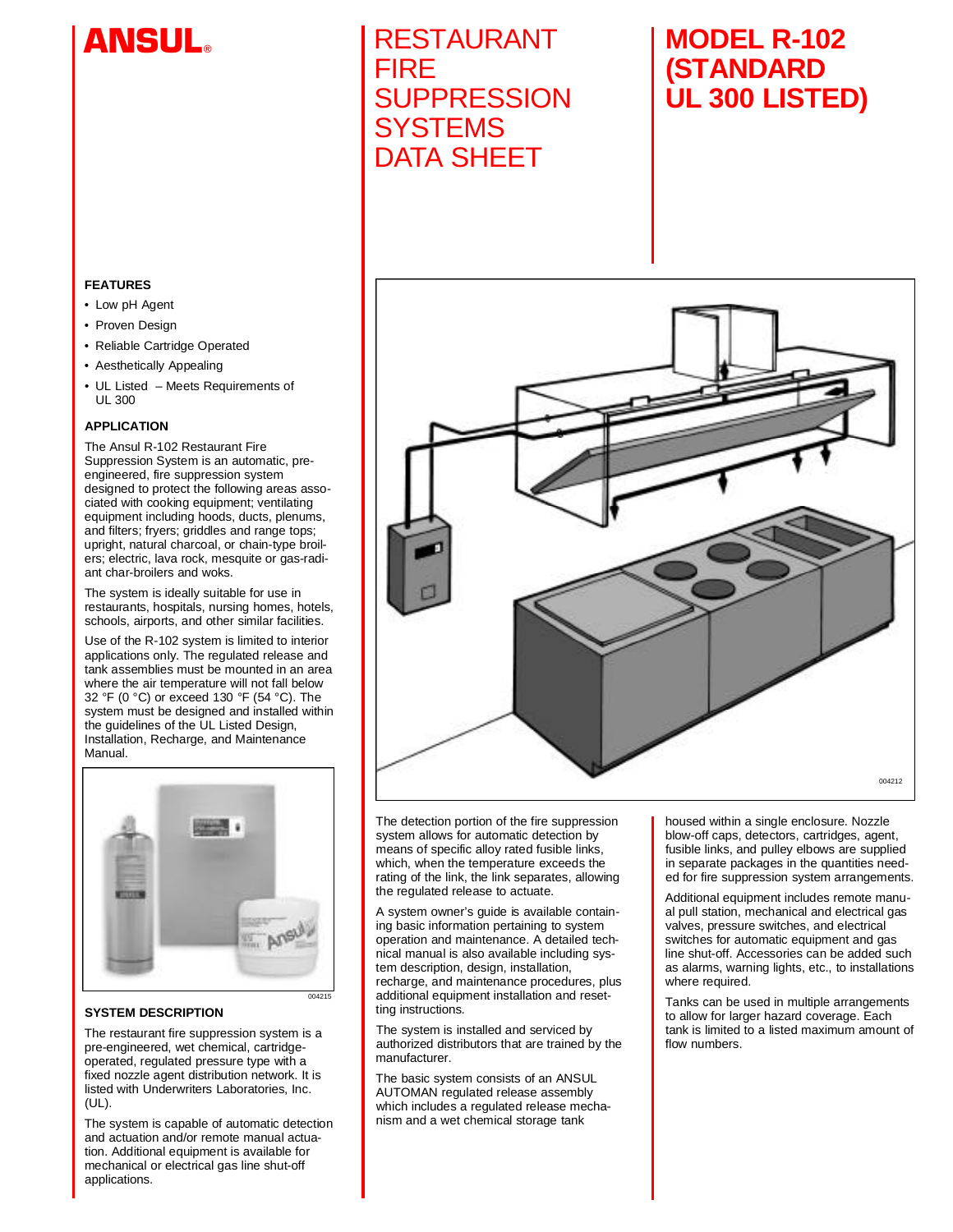# ANSUL®

# RESTAURANT FIRE SUPPRESSION SYSTEMS DATA SHEET

# MODEL R-102 (STANDARD UL 300 LISTED)

### FEATURES

- Low pH Agent
- Proven Design
- Reliable Cartridge Operated
- Aesthetically Appealing
- UL Listed – Meets Requirements of UL 300

### APPLICATION

The Ansul R-102 Restaurant Fire Suppression System is an automatic, pre-engineered, fire suppression system designed to protect the following areas associated with cooking equipment; ventilating equipment including hoods, ducts, plenums, and filters; fryers; griddles and range tops; upright, natural charcoal, or chain-type broilers; electric, lava rock, mesquite or gas-radiant char-broilers and woks.

The system is ideally suitable for use in restaurants, hospitals, nursing homes, hotels, schools, airports, and other similar facilities.

Use of the R-102 system is limited to interior applications only. The regulated release and tank assemblies must be mounted in an area where the air temperature will not fall below 32 °F (0 °C) or exceed 130 °F (54 °C). The system must be designed and installed within the guidelines of the UL Listed Design, Installation, Recharge, and Maintenance Manual.

004215

### SYSTEM DESCRIPTION

The restaurant fire suppression system is a pre-engineered, wet chemical, cartridge-operated, regulated pressure type with a fixed nozzle agent distribution network. It is listed with Underwriters Laboratories, Inc. (UL).

The system is capable of automatic detection and actuation and/or remote manual actuation. Additional equipment is available for mechanical or electrical gas line shut-off applications.

004212

The detection portion of the fire suppression system allows for automatic detection by means of specific alloy rated fusible links, which, when the temperature exceeds the rating of the link, the link separates, allowing the regulated release to actuate.

A system owner's guide is available containing basic information pertaining to system operation and maintenance. A detailed technical manual is also available including system description, design, installation, recharge, and maintenance procedures, plus additional equipment installation and resetting instructions.

The system is installed and serviced by authorized distributors that are trained by the manufacturer.

The basic system consists of an ANSUL AUTOMAN regulated release assembly which includes a regulated release mechanism and a wet chemical storage tank housed within a single enclosure. Nozzle blow-off caps, detectors, cartridges, agent, fusible links, and pulley elbows are supplied in separate packages in the quantities needed for fire suppression system arrangements.

Additional equipment includes remote manual pull station, mechanical and electrical gas valves, pressure switches, and electrical switches for automatic equipment and gas line shut-off. Accessories can be added such as alarms, warning lights, etc., to installations where required.

Tanks can be used in multiple arrangements to allow for larger hazard coverage. Each tank is limited to a listed maximum amount of flow numbers.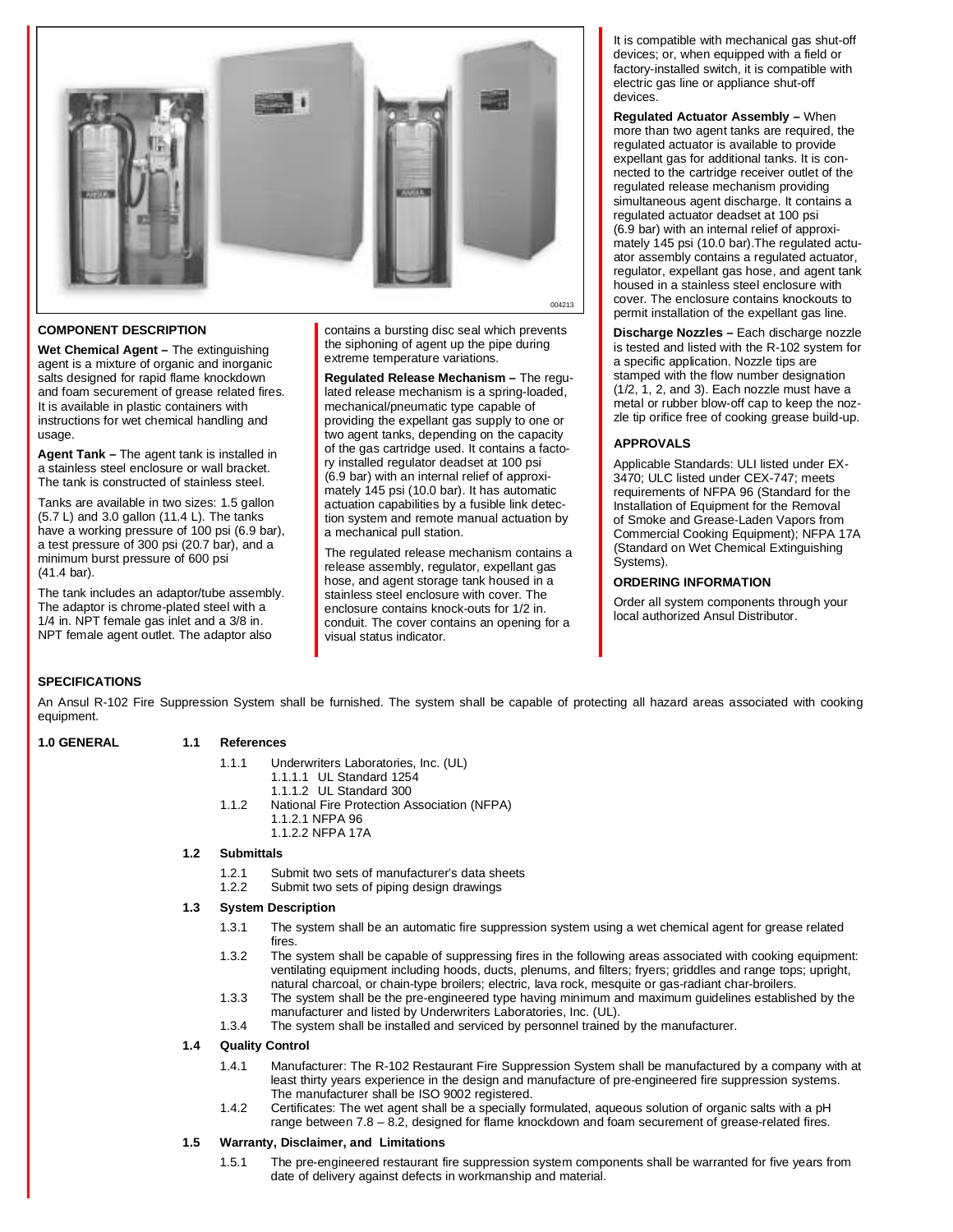004213

## COMPONENT DESCRIPTION

**Wet Chemical Agent –** The extinguishing agent is a mixture of organic and inorganic salts designed for rapid flame knockdown and foam securement of grease related fires. It is available in plastic containers with instructions for wet chemical handling and usage.

**Agent Tank –** The agent tank is installed in a stainless steel enclosure or wall bracket. The tank is constructed of stainless steel.

Tanks are available in two sizes: 1.5 gallon (5.7 L) and 3.0 gallon (11.4 L). The tanks have a working pressure of 100 psi (6.9 bar), a test pressure of 300 psi (20.7 bar), and a minimum burst pressure of 600 psi (41.4 bar).

The tank includes an adaptor/tube assembly. The adaptor is chrome-plated steel with a 1/4 in. NPT female gas inlet and a 3/8 in. NPT female agent outlet. The adaptor also contains a bursting disc seal which prevents the siphoning of agent up the pipe during extreme temperature variations.

**Regulated Release Mechanism –** The regulated release mechanism is a spring-loaded, mechanical/pneumatic type capable of providing the expellant gas supply to one or two agent tanks, depending on the capacity of the gas cartridge used. It contains a factory installed regulator deadset at 100 psi (6.9 bar) with an internal relief of approximately 145 psi (10.0 bar). It has automatic actuation capabilities by a fusible link detection system and remote manual actuation by a mechanical pull station.

The regulated release mechanism contains a release assembly, regulator, expellant gas hose, and agent storage tank housed in a stainless steel enclosure with cover. The enclosure contains knock-outs for 1/2 in. conduit. The cover contains an opening for a visual status indicator.

It is compatible with mechanical gas shut-off devices; or, when equipped with a field or factory-installed switch, it is compatible with electric gas line or appliance shut-off devices.

**Regulated Actuator Assembly –** When more than two agent tanks are required, the regulated actuator is available to provide expellant gas for additional tanks. It is connected to the cartridge receiver outlet of the regulated release mechanism providing simultaneous agent discharge. It contains a regulated actuator deadset at 100 psi (6.9 bar) with an internal relief of approximately 145 psi (10.0 bar).The regulated actuator assembly contains a regulated actuator, regulator, expellant gas hose, and agent tank housed in a stainless steel enclosure with cover. The enclosure contains knockouts to permit installation of the expellant gas line.

**Discharge Nozzles –** Each discharge nozzle is tested and listed with the R-102 system for a specific application. Nozzle tips are stamped with the flow number designation (1/2, 1, 2, and 3). Each nozzle must have a metal or rubber blow-off cap to keep the nozzle tip orifice free of cooking grease build-up.

## APPROVALS

Applicable Standards: ULI listed under EX-3470; ULC listed under CEX-747; meets requirements of NFPA 96 (Standard for the Installation of Equipment for the Removal of Smoke and Grease-Laden Vapors from Commercial Cooking Equipment); NFPA 17A (Standard on Wet Chemical Extinguishing Systems).

## ORDERING INFORMATION

Order all system components through your local authorized Ansul Distributor.

## SPECIFICATIONS

An Ansul R-102 Fire Suppression System shall be furnished. The system shall be capable of protecting all hazard areas associated with cooking equipment.

**1.0 GENERAL**

**1.1 References**

- 1.1.1 Underwriters Laboratories, Inc. (UL)
  - 1.1.1.1 UL Standard 1254
  - 1.1.1.2 UL Standard 300
- 1.1.2 National Fire Protection Association (NFPA)
  - 1.1.2.1 NFPA 96
  - 1.1.2.2 NFPA 17A

**1.2 Submittals**

- 1.2.1 Submit two sets of manufacturer's data sheets
- 1.2.2 Submit two sets of piping design drawings

**1.3 System Description**

- 1.3.1 The system shall be an automatic fire suppression system using a wet chemical agent for grease related fires.
- 1.3.2 The system shall be capable of suppressing fires in the following areas associated with cooking equipment: ventilating equipment including hoods, ducts, plenums, and filters; fryers; griddles and range tops; upright, natural charcoal, or chain-type broilers; electric, lava rock, mesquite or gas-radiant char-broilers.
- 1.3.3 The system shall be the pre-engineered type having minimum and maximum guidelines established by the manufacturer and listed by Underwriters Laboratories, Inc. (UL).
- 1.3.4 The system shall be installed and serviced by personnel trained by the manufacturer.

**1.4 Quality Control**

- 1.4.1 Manufacturer: The R-102 Restaurant Fire Suppression System shall be manufactured by a company with at least thirty years experience in the design and manufacture of pre-engineered fire suppression systems. The manufacturer shall be ISO 9002 registered.
- 1.4.2 Certificates: The wet agent shall be a specially formulated, aqueous solution of organic salts with a pH range between 7.8 – 8.2, designed for flame knockdown and foam securement of grease-related fires.

**1.5 Warranty, Disclaimer, and Limitations**

- 1.5.1 The pre-engineered restaurant fire suppression system components shall be warranted for five years from date of delivery against defects in workmanship and material.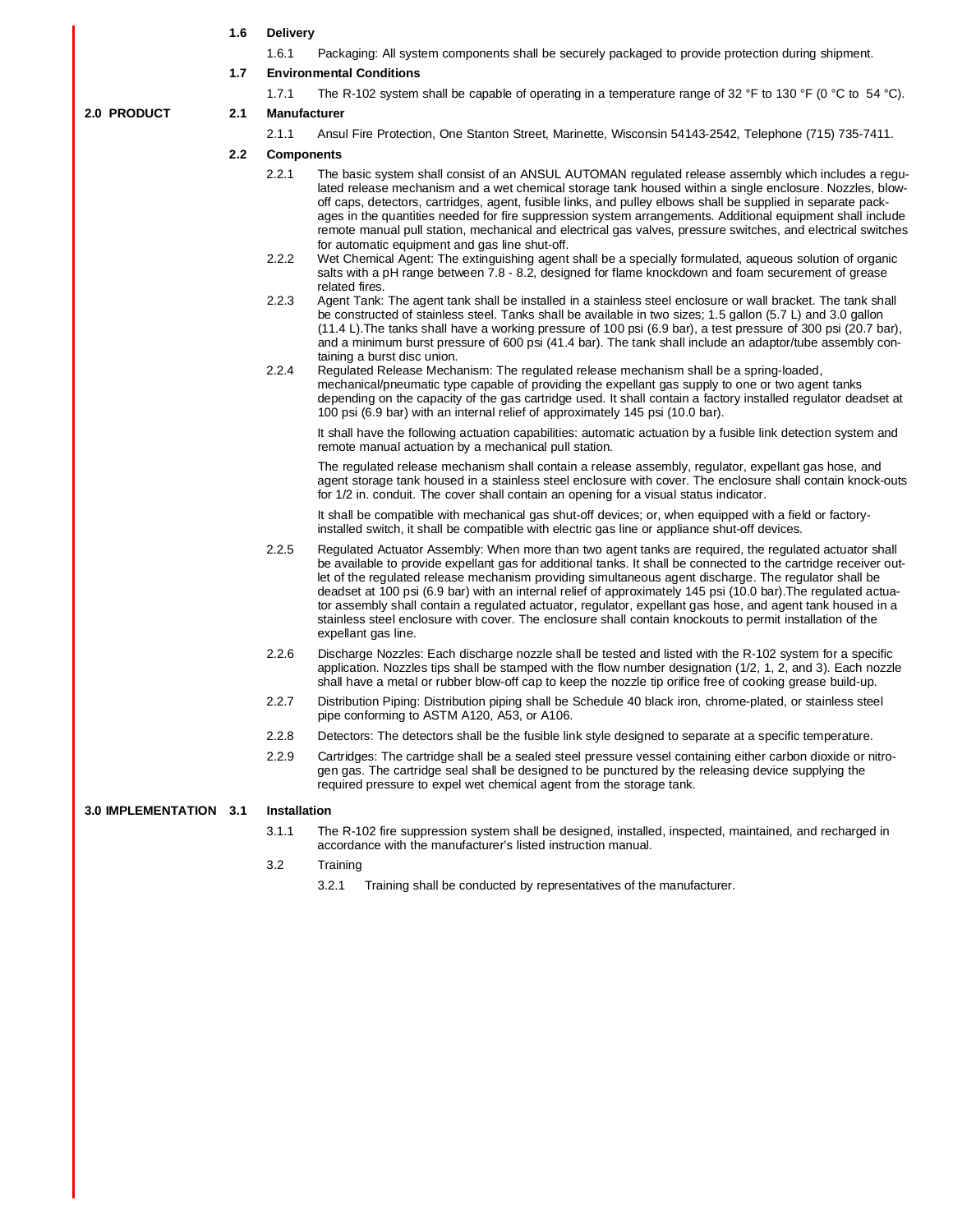### 1.6 Delivery

1.6.1 Packaging: All system components shall be securely packaged to provide protection during shipment.

### 1.7 Environmental Conditions

1.7.1 The R-102 system shall be capable of operating in a temperature range of 32 °F to 130 °F (0 °C to 54 °C).

## 2.0 PRODUCT

### 2.1 Manufacturer

2.1.1 Ansul Fire Protection, One Stanton Street, Marinette, Wisconsin 54143-2542, Telephone (715) 735-7411.

### 2.2 Components

2.2.1 The basic system shall consist of an ANSUL AUTOMAN regulated release assembly which includes a regulated release mechanism and a wet chemical storage tank housed within a single enclosure. Nozzles, blow-off caps, detectors, cartridges, agent, fusible links, and pulley elbows shall be supplied in separate packages in the quantities needed for fire suppression system arrangements. Additional equipment shall include remote manual pull station, mechanical and electrical gas valves, pressure switches, and electrical switches for automatic equipment and gas line shut-off.

2.2.2 Wet Chemical Agent: The extinguishing agent shall be a specially formulated, aqueous solution of organic salts with a pH range between 7.8 - 8.2, designed for flame knockdown and foam securement of grease related fires.

2.2.3 Agent Tank: The agent tank shall be installed in a stainless steel enclosure or wall bracket. The tank shall be constructed of stainless steel. Tanks shall be available in two sizes; 1.5 gallon (5.7 L) and 3.0 gallon (11.4 L).The tanks shall have a working pressure of 100 psi (6.9 bar), a test pressure of 300 psi (20.7 bar), and a minimum burst pressure of 600 psi (41.4 bar). The tank shall include an adaptor/tube assembly containing a burst disc union.

2.2.4 Regulated Release Mechanism: The regulated release mechanism shall be a spring-loaded, mechanical/pneumatic type capable of providing the expellant gas supply to one or two agent tanks depending on the capacity of the gas cartridge used. It shall contain a factory installed regulator deadset at 100 psi (6.9 bar) with an internal relief of approximately 145 psi (10.0 bar).

It shall have the following actuation capabilities: automatic actuation by a fusible link detection system and remote manual actuation by a mechanical pull station.

The regulated release mechanism shall contain a release assembly, regulator, expellant gas hose, and agent storage tank housed in a stainless steel enclosure with cover. The enclosure shall contain knock-outs for 1/2 in. conduit. The cover shall contain an opening for a visual status indicator.

It shall be compatible with mechanical gas shut-off devices; or, when equipped with a field or factory-installed switch, it shall be compatible with electric gas line or appliance shut-off devices.

2.2.5 Regulated Actuator Assembly: When more than two agent tanks are required, the regulated actuator shall be available to provide expellant gas for additional tanks. It shall be connected to the cartridge receiver outlet of the regulated release mechanism providing simultaneous agent discharge. The regulator shall be deadset at 100 psi (6.9 bar) with an internal relief of approximately 145 psi (10.0 bar).The regulated actuator assembly shall contain a regulated actuator, regulator, expellant gas hose, and agent tank housed in a stainless steel enclosure with cover. The enclosure shall contain knockouts to permit installation of the expellant gas line.

2.2.6 Discharge Nozzles: Each discharge nozzle shall be tested and listed with the R-102 system for a specific application. Nozzles tips shall be stamped with the flow number designation (1/2, 1, 2, and 3). Each nozzle shall have a metal or rubber blow-off cap to keep the nozzle tip orifice free of cooking grease build-up.

2.2.7 Distribution Piping: Distribution piping shall be Schedule 40 black iron, chrome-plated, or stainless steel pipe conforming to ASTM A120, A53, or A106.

2.2.8 Detectors: The detectors shall be the fusible link style designed to separate at a specific temperature.

2.2.9 Cartridges: The cartridge shall be a sealed steel pressure vessel containing either carbon dioxide or nitrogen gas. The cartridge seal shall be designed to be punctured by the releasing device supplying the required pressure to expel wet chemical agent from the storage tank.

## 3.0 IMPLEMENTATION

### 3.1 Installation

3.1.1 The R-102 fire suppression system shall be designed, installed, inspected, maintained, and recharged in accordance with the manufacturer's listed instruction manual.

3.2 Training

3.2.1 Training shall be conducted by representatives of the manufacturer.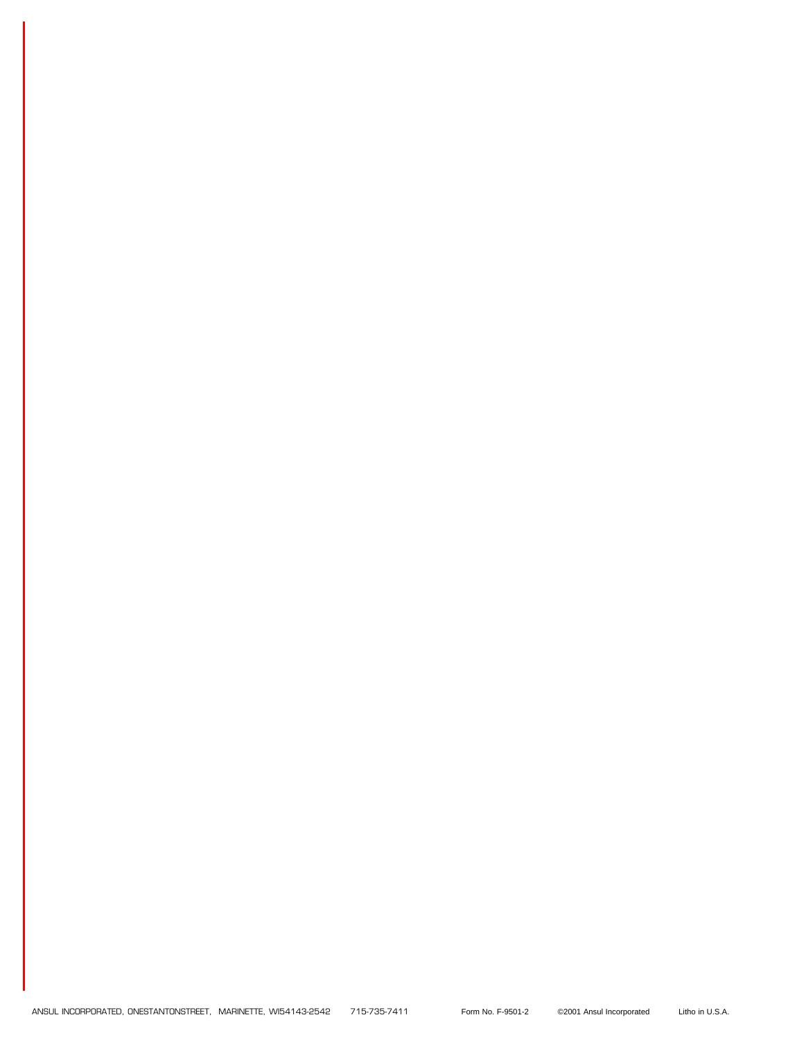ANSUL INCORPORATED, ONE STANTON STREET, MARINETTE, WI 54143-2542 715-735-7411

Form No. F-9501-2 ©2001 Ansul Incorporated Litho in U.S.A.